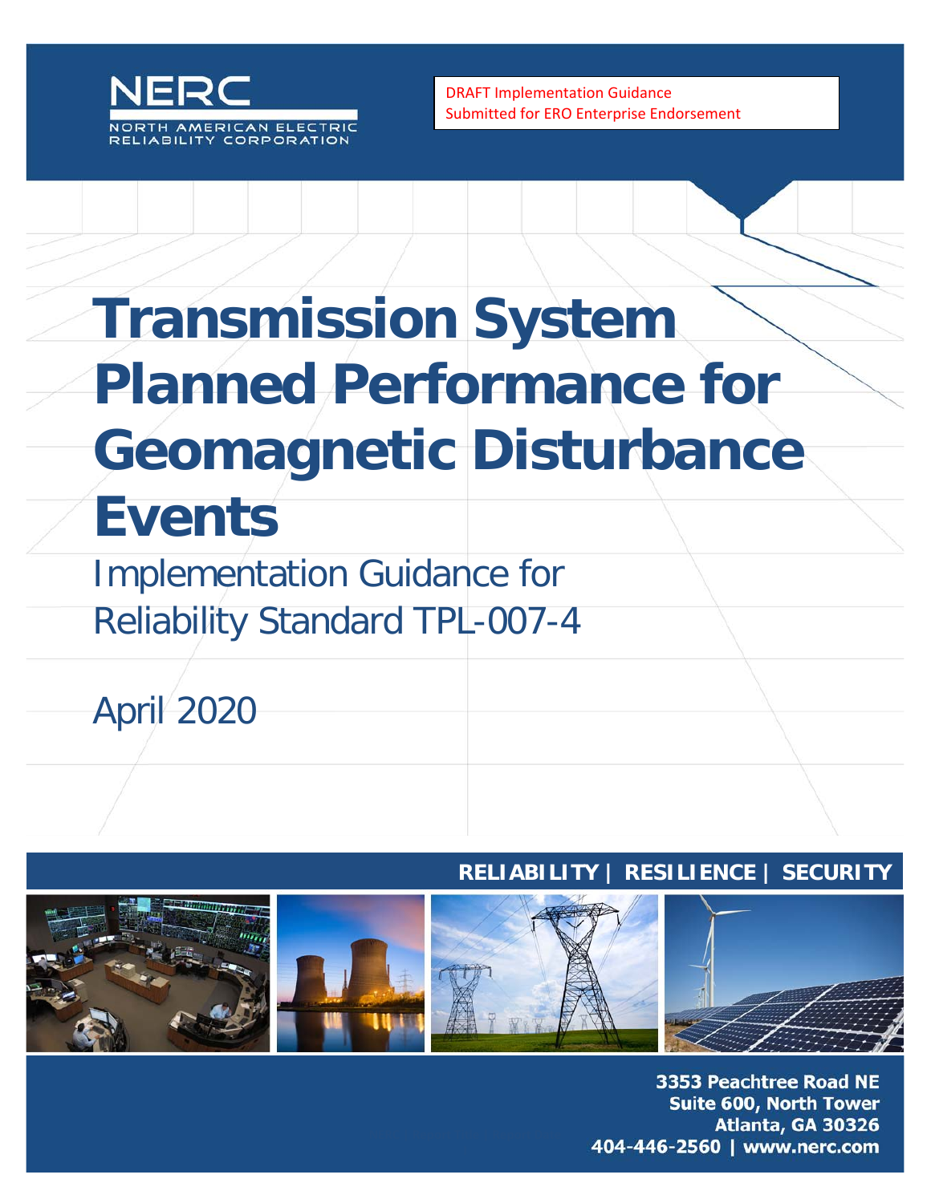NERC

NORTH AMERICAN ELECTRIC RELIABILITY CORPORATION

DRAFT Implementation Guidance
Submitted for ERO Enterprise Endorsement

# Transmission System Planned Performance for Geomagnetic Disturbance Events

## Implementation Guidance for Reliability Standard TPL-007-4

April 2020

**RELIABILITY | RESILIENCE | SECURITY**

**3353 Peachtree Road NE**
**Suite 600, North Tower**
**Atlanta, GA 30326**
**404-446-2560 | www.nerc.com**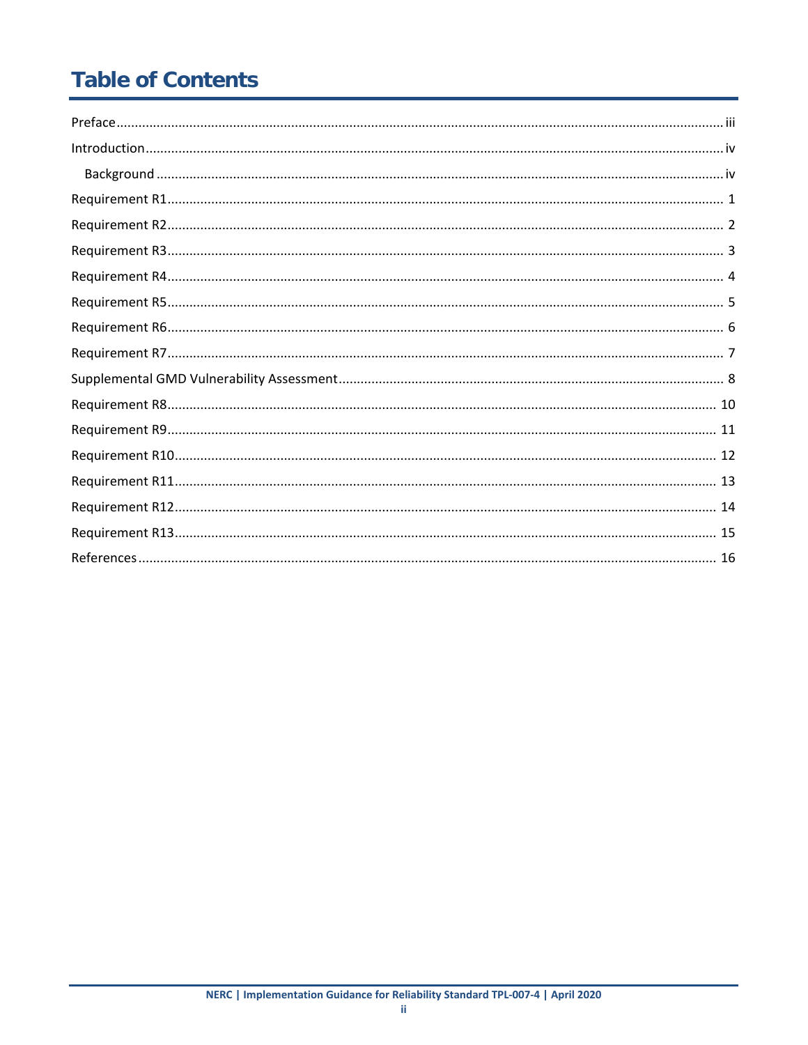# Table of Contents

Preface ..... iii

Introduction ..... iv

  Background ..... iv

Requirement R1 ..... 1

Requirement R2 ..... 2

Requirement R3 ..... 3

Requirement R4 ..... 4

Requirement R5 ..... 5

Requirement R6 ..... 6

Requirement R7 ..... 7

Supplemental GMD Vulnerability Assessment ..... 8

Requirement R8 ..... 10

Requirement R9 ..... 11

Requirement R10 ..... 12

Requirement R11 ..... 13

Requirement R12 ..... 14

Requirement R13 ..... 15

References ..... 16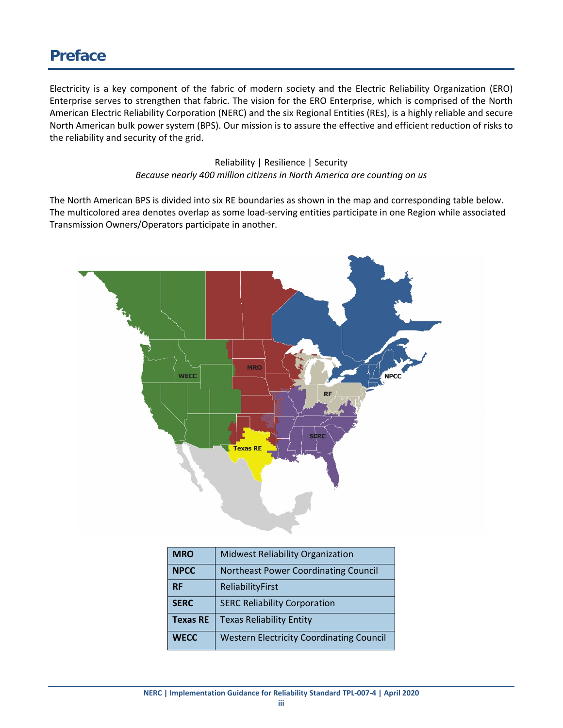# Preface

Electricity is a key component of the fabric of modern society and the Electric Reliability Organization (ERO) Enterprise serves to strengthen that fabric. The vision for the ERO Enterprise, which is comprised of the North American Electric Reliability Corporation (NERC) and the six Regional Entities (REs), is a highly reliable and secure North American bulk power system (BPS). Our mission is to assure the effective and efficient reduction of risks to the reliability and security of the grid.

Reliability | Resilience | Security
*Because nearly 400 million citizens in North America are counting on us*

The North American BPS is divided into six RE boundaries as shown in the map and corresponding table below. The multicolored area denotes overlap as some load-serving entities participate in one Region while associated Transmission Owners/Operators participate in another.

| | |
|---|---|
| **MRO** | Midwest Reliability Organization |
| **NPCC** | Northeast Power Coordinating Council |
| **RF** | ReliabilityFirst |
| **SERC** | SERC Reliability Corporation |
| **Texas RE** | Texas Reliability Entity |
| **WECC** | Western Electricity Coordinating Council |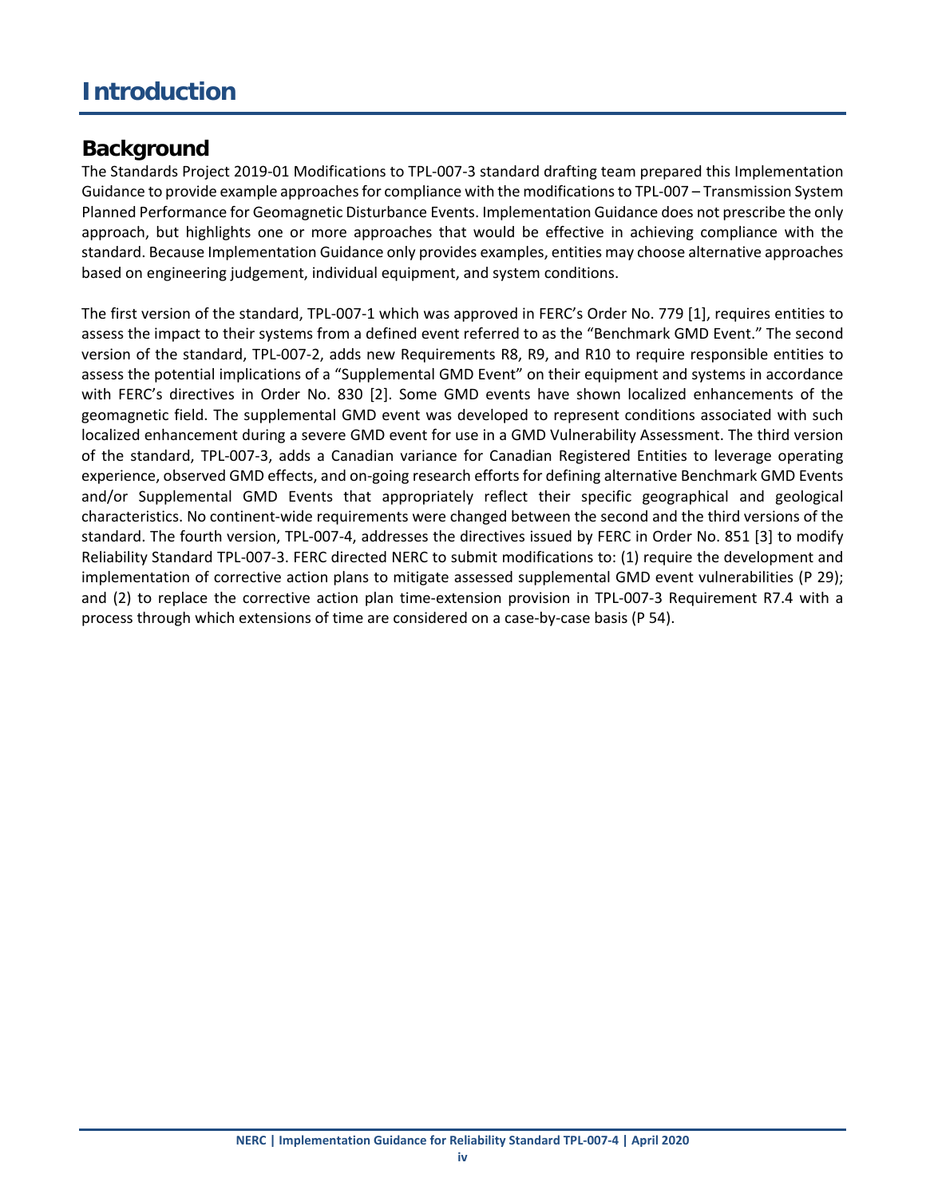# Introduction

## Background

The Standards Project 2019-01 Modifications to TPL-007-3 standard drafting team prepared this Implementation Guidance to provide example approaches for compliance with the modifications to TPL-007 – Transmission System Planned Performance for Geomagnetic Disturbance Events. Implementation Guidance does not prescribe the only approach, but highlights one or more approaches that would be effective in achieving compliance with the standard. Because Implementation Guidance only provides examples, entities may choose alternative approaches based on engineering judgement, individual equipment, and system conditions.

The first version of the standard, TPL-007-1 which was approved in FERC's Order No. 779 [1], requires entities to assess the impact to their systems from a defined event referred to as the "Benchmark GMD Event." The second version of the standard, TPL-007-2, adds new Requirements R8, R9, and R10 to require responsible entities to assess the potential implications of a "Supplemental GMD Event" on their equipment and systems in accordance with FERC's directives in Order No. 830 [2]. Some GMD events have shown localized enhancements of the geomagnetic field. The supplemental GMD event was developed to represent conditions associated with such localized enhancement during a severe GMD event for use in a GMD Vulnerability Assessment. The third version of the standard, TPL-007-3, adds a Canadian variance for Canadian Registered Entities to leverage operating experience, observed GMD effects, and on-going research efforts for defining alternative Benchmark GMD Events and/or Supplemental GMD Events that appropriately reflect their specific geographical and geological characteristics. No continent-wide requirements were changed between the second and the third versions of the standard. The fourth version, TPL-007-4, addresses the directives issued by FERC in Order No. 851 [3] to modify Reliability Standard TPL-007-3. FERC directed NERC to submit modifications to: (1) require the development and implementation of corrective action plans to mitigate assessed supplemental GMD event vulnerabilities (P 29); and (2) to replace the corrective action plan time-extension provision in TPL-007-3 Requirement R7.4 with a process through which extensions of time are considered on a case-by-case basis (P 54).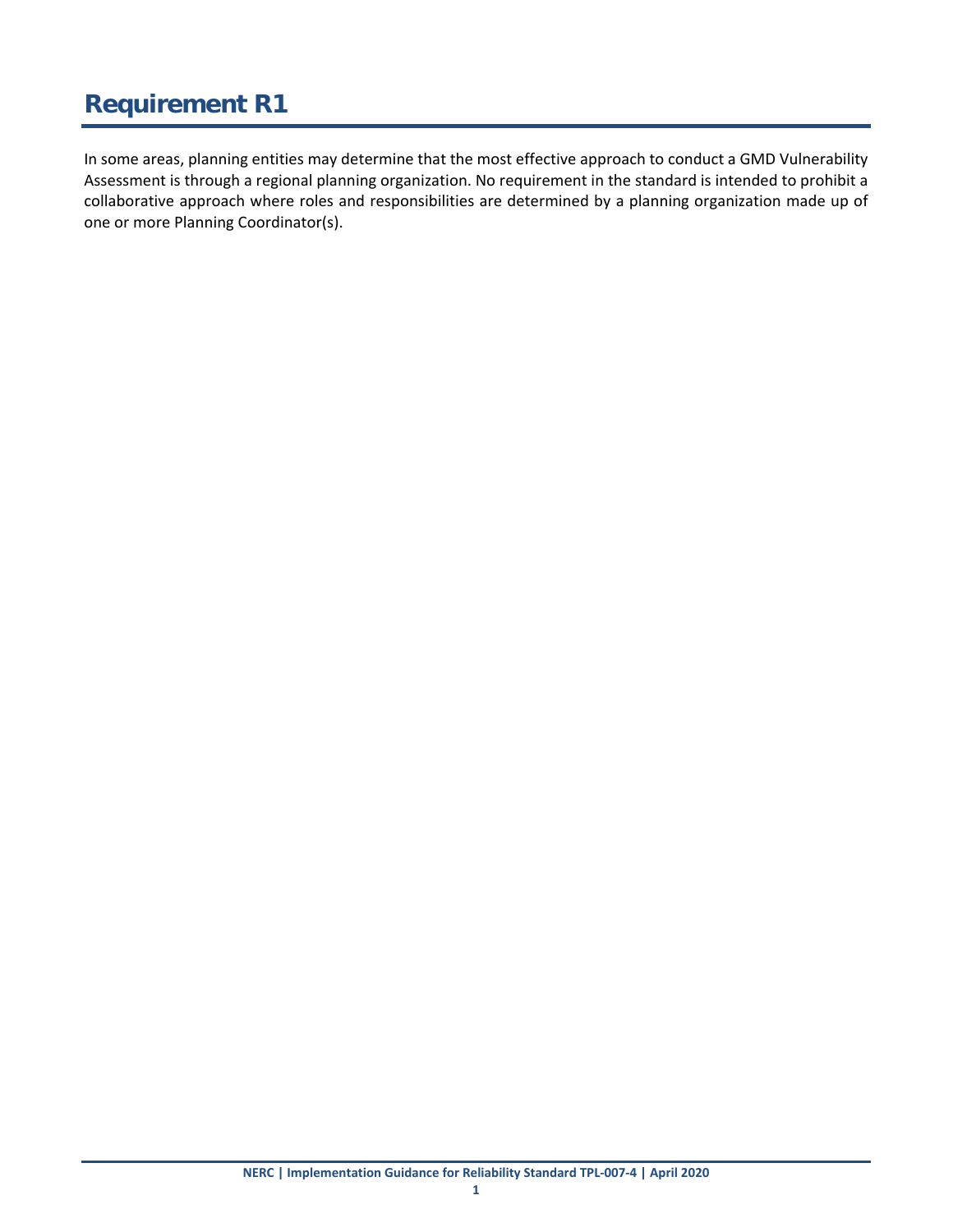# Requirement R1

In some areas, planning entities may determine that the most effective approach to conduct a GMD Vulnerability Assessment is through a regional planning organization. No requirement in the standard is intended to prohibit a collaborative approach where roles and responsibilities are determined by a planning organization made up of one or more Planning Coordinator(s).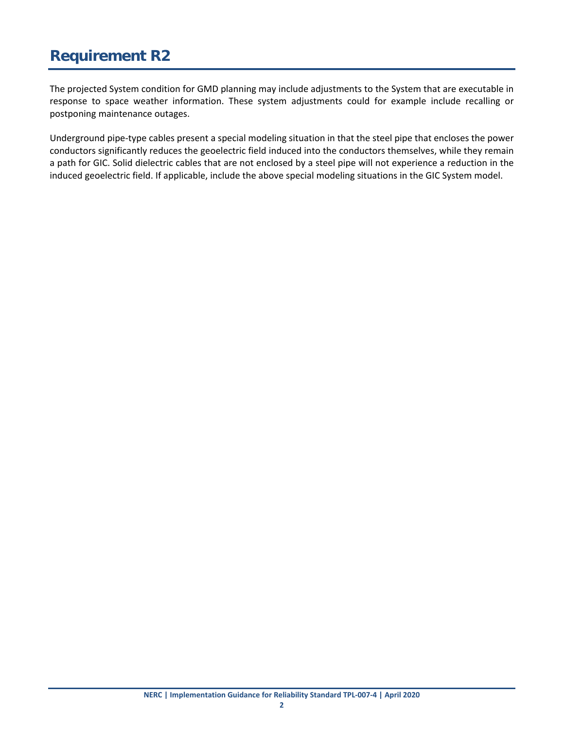# Requirement R2

The projected System condition for GMD planning may include adjustments to the System that are executable in response to space weather information. These system adjustments could for example include recalling or postponing maintenance outages.

Underground pipe-type cables present a special modeling situation in that the steel pipe that encloses the power conductors significantly reduces the geoelectric field induced into the conductors themselves, while they remain a path for GIC. Solid dielectric cables that are not enclosed by a steel pipe will not experience a reduction in the induced geoelectric field. If applicable, include the above special modeling situations in the GIC System model.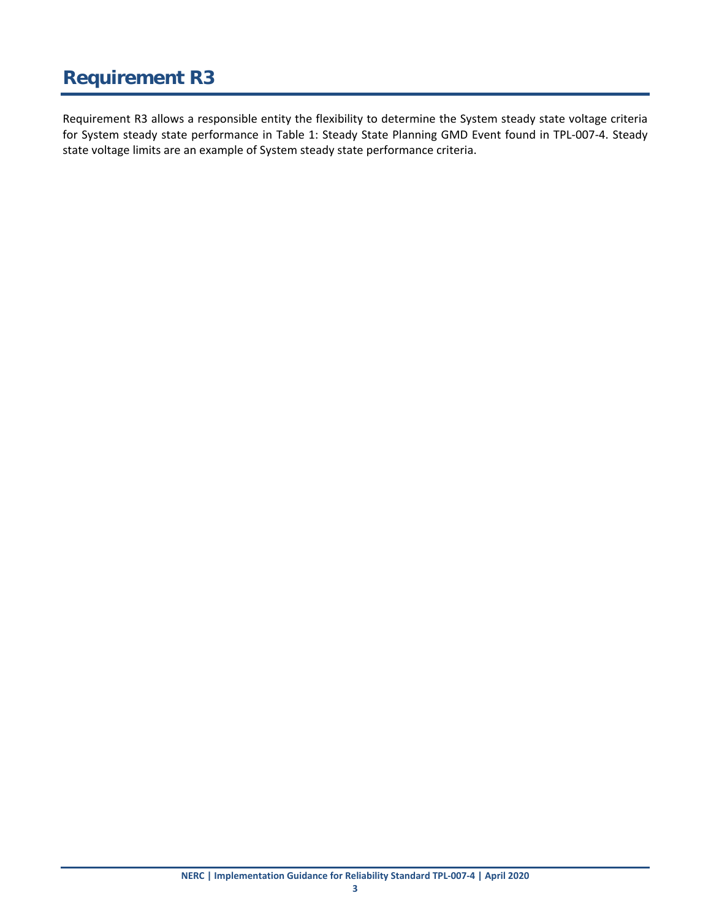# Requirement R3

Requirement R3 allows a responsible entity the flexibility to determine the System steady state voltage criteria for System steady state performance in Table 1: Steady State Planning GMD Event found in TPL-007-4. Steady state voltage limits are an example of System steady state performance criteria.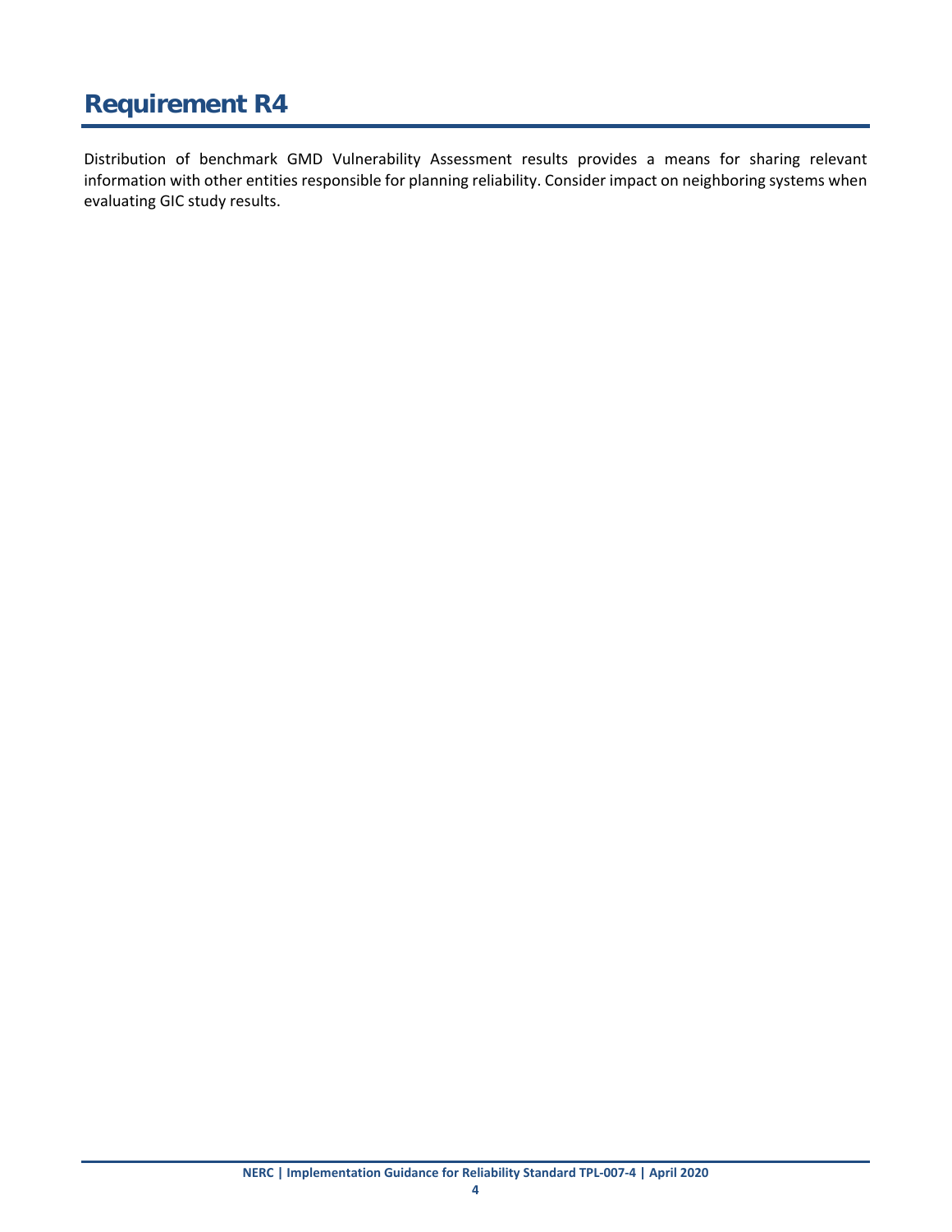# Requirement R4

Distribution of benchmark GMD Vulnerability Assessment results provides a means for sharing relevant information with other entities responsible for planning reliability. Consider impact on neighboring systems when evaluating GIC study results.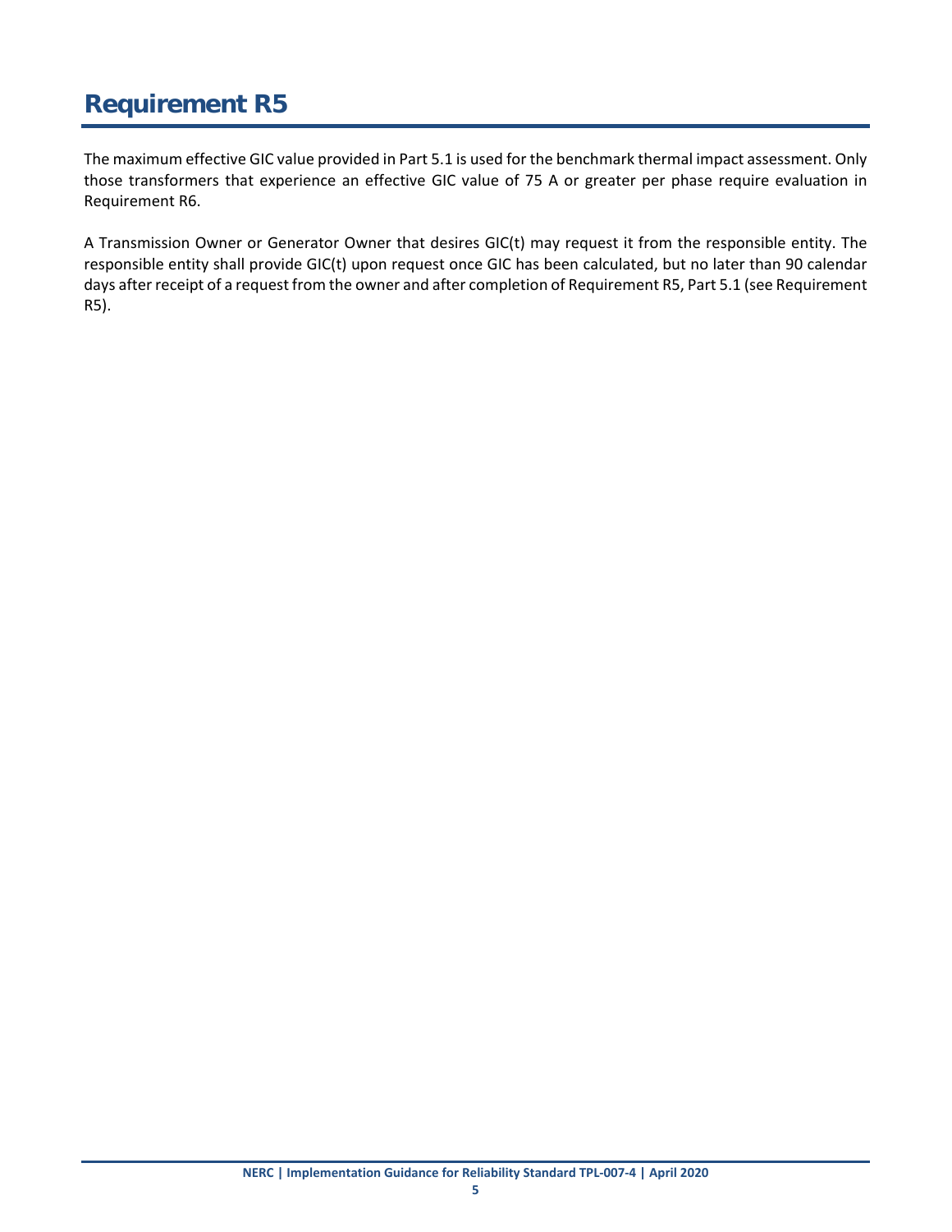# Requirement R5

The maximum effective GIC value provided in Part 5.1 is used for the benchmark thermal impact assessment. Only those transformers that experience an effective GIC value of 75 A or greater per phase require evaluation in Requirement R6.

A Transmission Owner or Generator Owner that desires GIC(t) may request it from the responsible entity. The responsible entity shall provide GIC(t) upon request once GIC has been calculated, but no later than 90 calendar days after receipt of a request from the owner and after completion of Requirement R5, Part 5.1 (see Requirement R5).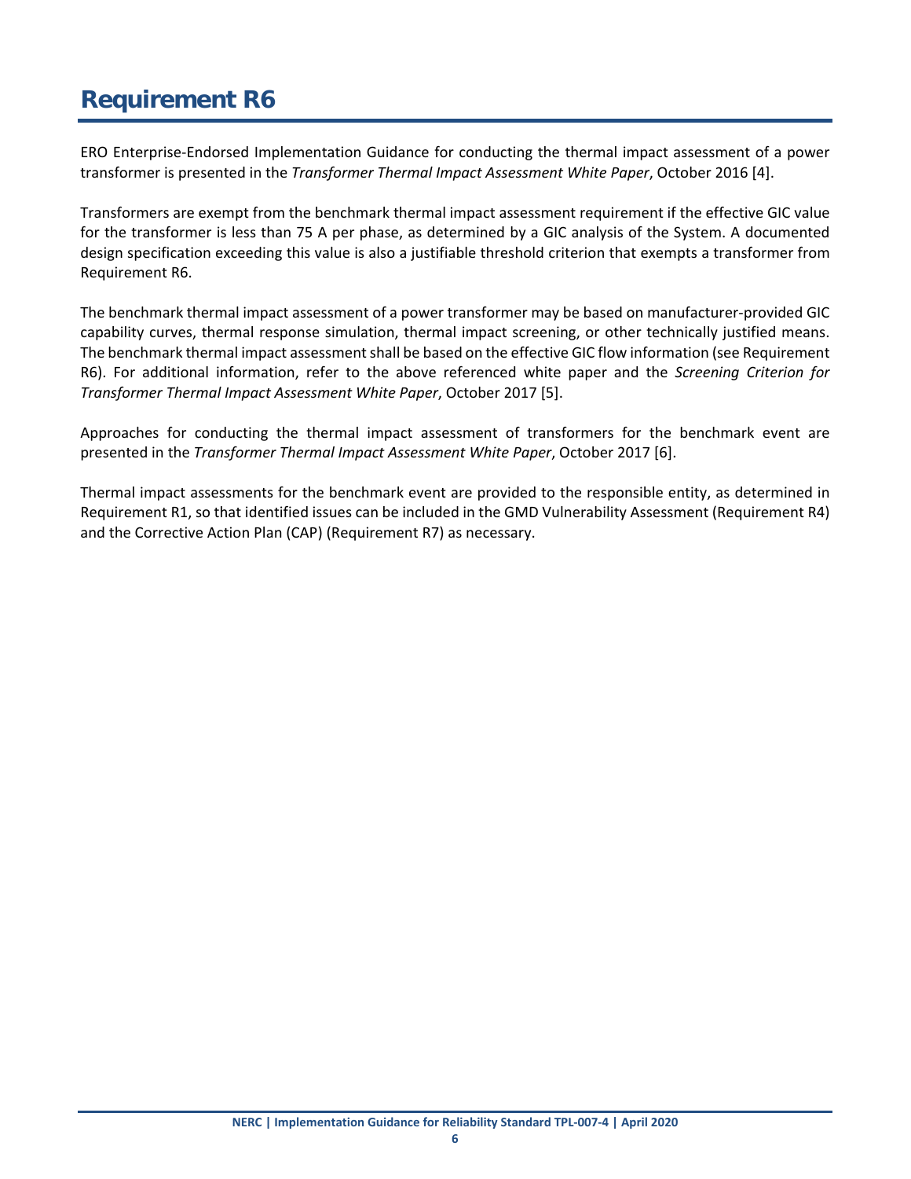# Requirement R6

ERO Enterprise-Endorsed Implementation Guidance for conducting the thermal impact assessment of a power transformer is presented in the *Transformer Thermal Impact Assessment White Paper*, October 2016 [4].

Transformers are exempt from the benchmark thermal impact assessment requirement if the effective GIC value for the transformer is less than 75 A per phase, as determined by a GIC analysis of the System. A documented design specification exceeding this value is also a justifiable threshold criterion that exempts a transformer from Requirement R6.

The benchmark thermal impact assessment of a power transformer may be based on manufacturer-provided GIC capability curves, thermal response simulation, thermal impact screening, or other technically justified means. The benchmark thermal impact assessment shall be based on the effective GIC flow information (see Requirement R6). For additional information, refer to the above referenced white paper and the *Screening Criterion for Transformer Thermal Impact Assessment White Paper*, October 2017 [5].

Approaches for conducting the thermal impact assessment of transformers for the benchmark event are presented in the *Transformer Thermal Impact Assessment White Paper*, October 2017 [6].

Thermal impact assessments for the benchmark event are provided to the responsible entity, as determined in Requirement R1, so that identified issues can be included in the GMD Vulnerability Assessment (Requirement R4) and the Corrective Action Plan (CAP) (Requirement R7) as necessary.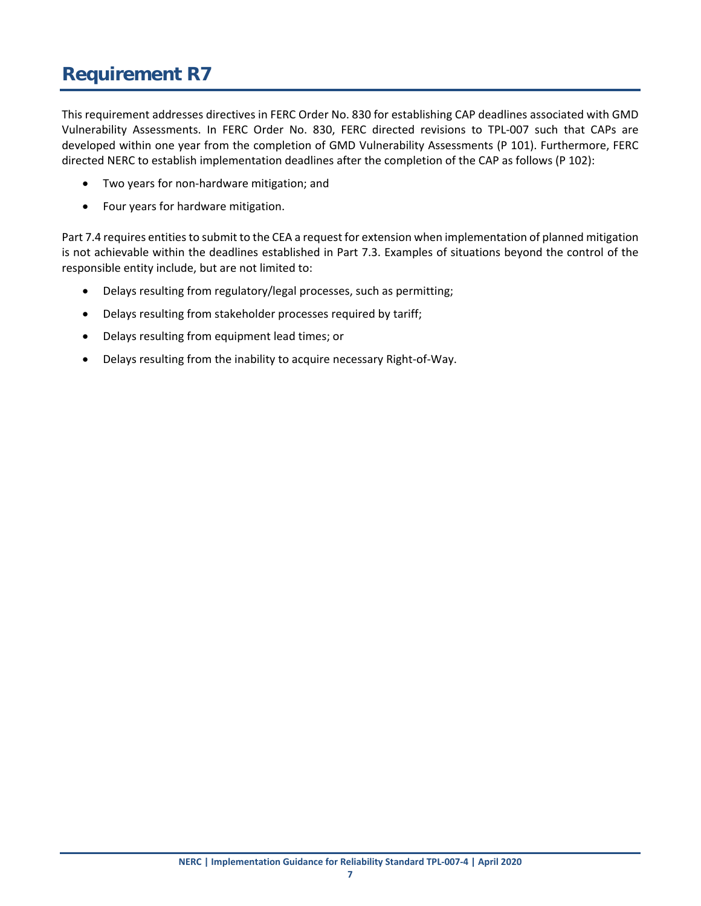# Requirement R7

This requirement addresses directives in FERC Order No. 830 for establishing CAP deadlines associated with GMD Vulnerability Assessments. In FERC Order No. 830, FERC directed revisions to TPL-007 such that CAPs are developed within one year from the completion of GMD Vulnerability Assessments (P 101). Furthermore, FERC directed NERC to establish implementation deadlines after the completion of the CAP as follows (P 102):

- Two years for non-hardware mitigation; and
- Four years for hardware mitigation.

Part 7.4 requires entities to submit to the CEA a request for extension when implementation of planned mitigation is not achievable within the deadlines established in Part 7.3. Examples of situations beyond the control of the responsible entity include, but are not limited to:

- Delays resulting from regulatory/legal processes, such as permitting;
- Delays resulting from stakeholder processes required by tariff;
- Delays resulting from equipment lead times; or
- Delays resulting from the inability to acquire necessary Right-of-Way.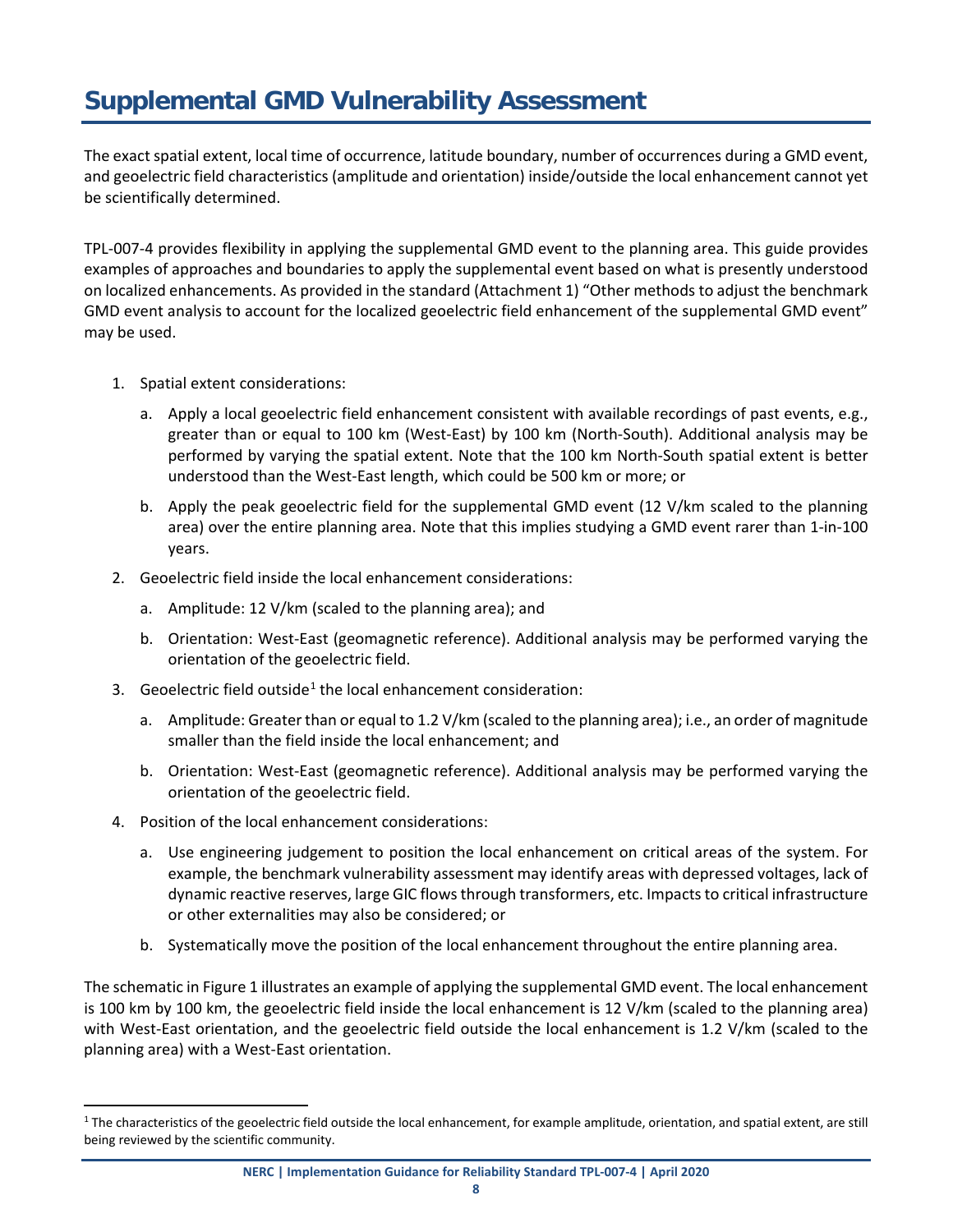# Supplemental GMD Vulnerability Assessment

The exact spatial extent, local time of occurrence, latitude boundary, number of occurrences during a GMD event, and geoelectric field characteristics (amplitude and orientation) inside/outside the local enhancement cannot yet be scientifically determined.

TPL-007-4 provides flexibility in applying the supplemental GMD event to the planning area. This guide provides examples of approaches and boundaries to apply the supplemental event based on what is presently understood on localized enhancements. As provided in the standard (Attachment 1) "Other methods to adjust the benchmark GMD event analysis to account for the localized geoelectric field enhancement of the supplemental GMD event" may be used.

1. Spatial extent considerations:
   a. Apply a local geoelectric field enhancement consistent with available recordings of past events, e.g., greater than or equal to 100 km (West-East) by 100 km (North-South). Additional analysis may be performed by varying the spatial extent. Note that the 100 km North-South spatial extent is better understood than the West-East length, which could be 500 km or more; or
   b. Apply the peak geoelectric field for the supplemental GMD event (12 V/km scaled to the planning area) over the entire planning area. Note that this implies studying a GMD event rarer than 1-in-100 years.
2. Geoelectric field inside the local enhancement considerations:
   a. Amplitude: 12 V/km (scaled to the planning area); and
   b. Orientation: West-East (geomagnetic reference). Additional analysis may be performed varying the orientation of the geoelectric field.
3. Geoelectric field outside[1] the local enhancement consideration:
   a. Amplitude: Greater than or equal to 1.2 V/km (scaled to the planning area); i.e., an order of magnitude smaller than the field inside the local enhancement; and
   b. Orientation: West-East (geomagnetic reference). Additional analysis may be performed varying the orientation of the geoelectric field.
4. Position of the local enhancement considerations:
   a. Use engineering judgement to position the local enhancement on critical areas of the system. For example, the benchmark vulnerability assessment may identify areas with depressed voltages, lack of dynamic reactive reserves, large GIC flows through transformers, etc. Impacts to critical infrastructure or other externalities may also be considered; or
   b. Systematically move the position of the local enhancement throughout the entire planning area.

The schematic in Figure 1 illustrates an example of applying the supplemental GMD event. The local enhancement is 100 km by 100 km, the geoelectric field inside the local enhancement is 12 V/km (scaled to the planning area) with West-East orientation, and the geoelectric field outside the local enhancement is 1.2 V/km (scaled to the planning area) with a West-East orientation.

[1] The characteristics of the geoelectric field outside the local enhancement, for example amplitude, orientation, and spatial extent, are still being reviewed by the scientific community.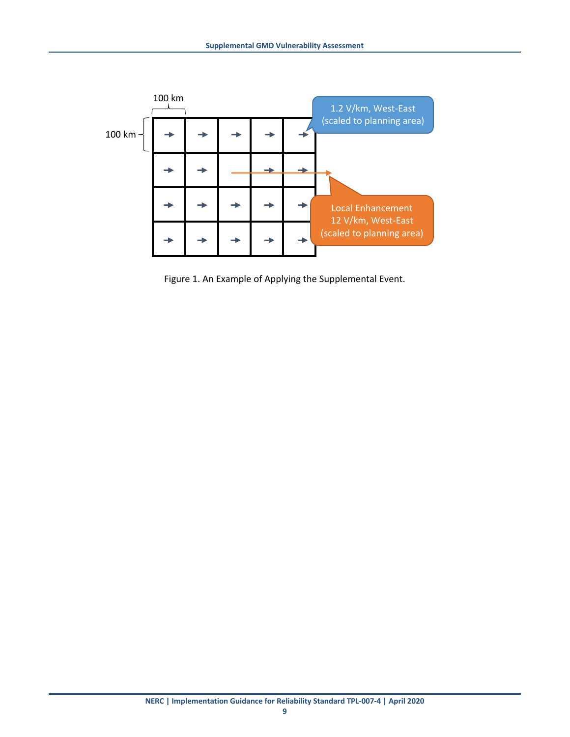100 km

100 km

1.2 V/km, West-East (scaled to planning area)

Local Enhancement 12 V/km, West-East (scaled to planning area)

Figure 1. An Example of Applying the Supplemental Event.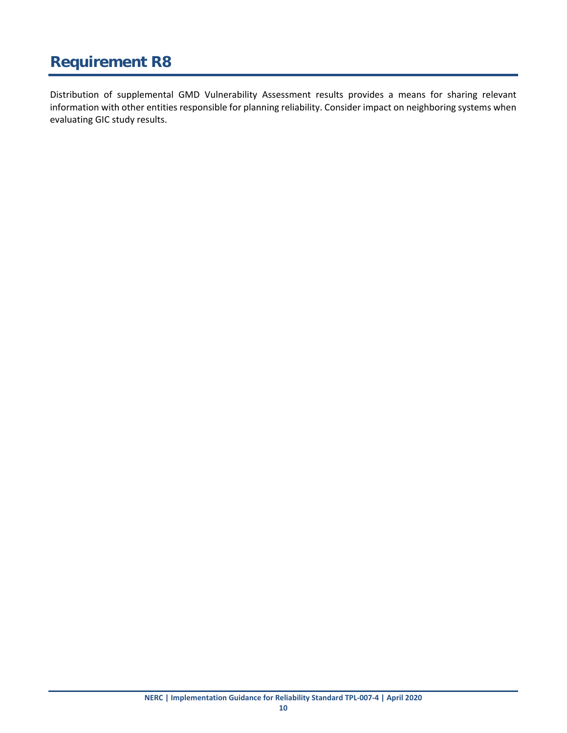# Requirement R8

Distribution of supplemental GMD Vulnerability Assessment results provides a means for sharing relevant information with other entities responsible for planning reliability. Consider impact on neighboring systems when evaluating GIC study results.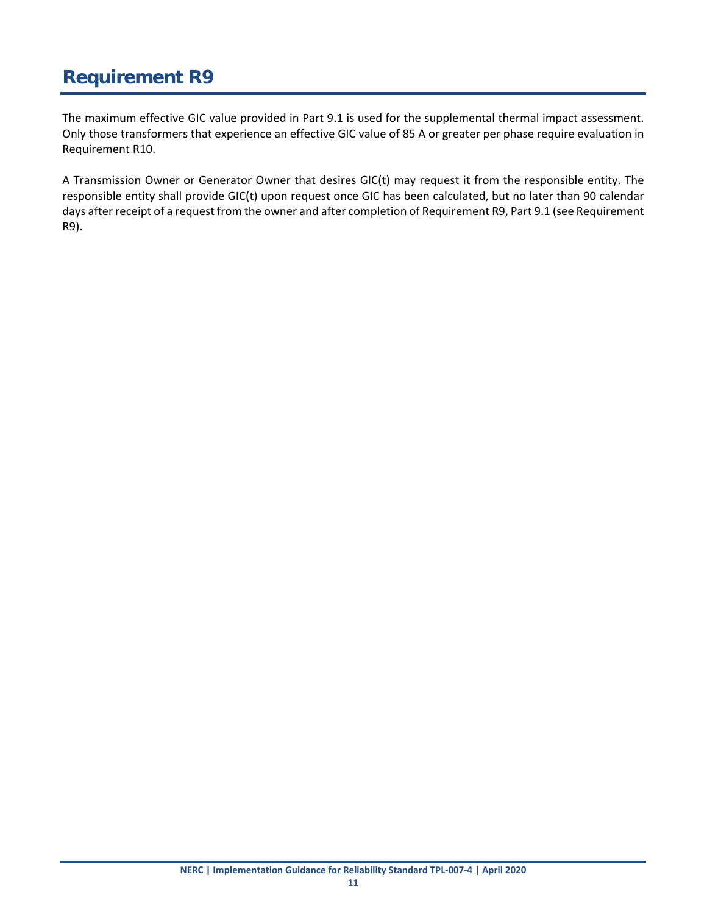# Requirement R9

The maximum effective GIC value provided in Part 9.1 is used for the supplemental thermal impact assessment. Only those transformers that experience an effective GIC value of 85 A or greater per phase require evaluation in Requirement R10.

A Transmission Owner or Generator Owner that desires GIC(t) may request it from the responsible entity. The responsible entity shall provide GIC(t) upon request once GIC has been calculated, but no later than 90 calendar days after receipt of a request from the owner and after completion of Requirement R9, Part 9.1 (see Requirement R9).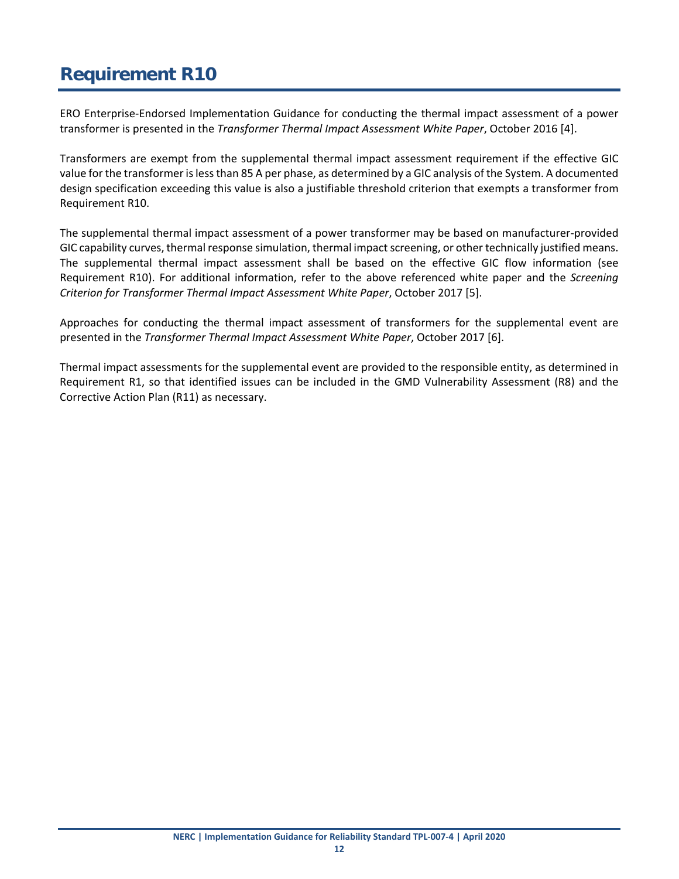# Requirement R10

ERO Enterprise-Endorsed Implementation Guidance for conducting the thermal impact assessment of a power transformer is presented in the *Transformer Thermal Impact Assessment White Paper*, October 2016 [4].

Transformers are exempt from the supplemental thermal impact assessment requirement if the effective GIC value for the transformer is less than 85 A per phase, as determined by a GIC analysis of the System. A documented design specification exceeding this value is also a justifiable threshold criterion that exempts a transformer from Requirement R10.

The supplemental thermal impact assessment of a power transformer may be based on manufacturer-provided GIC capability curves, thermal response simulation, thermal impact screening, or other technically justified means. The supplemental thermal impact assessment shall be based on the effective GIC flow information (see Requirement R10). For additional information, refer to the above referenced white paper and the *Screening Criterion for Transformer Thermal Impact Assessment White Paper*, October 2017 [5].

Approaches for conducting the thermal impact assessment of transformers for the supplemental event are presented in the *Transformer Thermal Impact Assessment White Paper*, October 2017 [6].

Thermal impact assessments for the supplemental event are provided to the responsible entity, as determined in Requirement R1, so that identified issues can be included in the GMD Vulnerability Assessment (R8) and the Corrective Action Plan (R11) as necessary.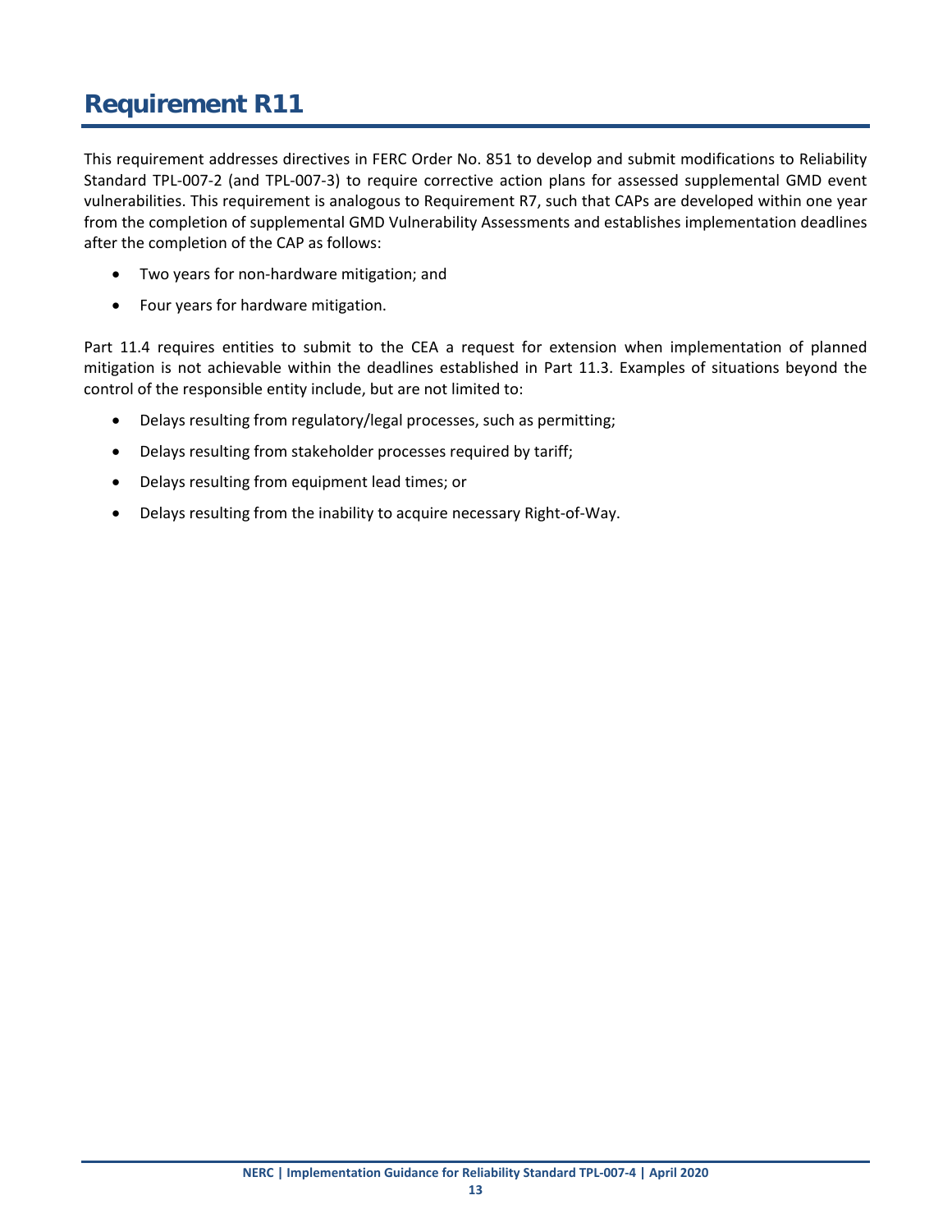# Requirement R11

This requirement addresses directives in FERC Order No. 851 to develop and submit modifications to Reliability Standard TPL-007-2 (and TPL-007-3) to require corrective action plans for assessed supplemental GMD event vulnerabilities. This requirement is analogous to Requirement R7, such that CAPs are developed within one year from the completion of supplemental GMD Vulnerability Assessments and establishes implementation deadlines after the completion of the CAP as follows:

- Two years for non-hardware mitigation; and
- Four years for hardware mitigation.

Part 11.4 requires entities to submit to the CEA a request for extension when implementation of planned mitigation is not achievable within the deadlines established in Part 11.3. Examples of situations beyond the control of the responsible entity include, but are not limited to:

- Delays resulting from regulatory/legal processes, such as permitting;
- Delays resulting from stakeholder processes required by tariff;
- Delays resulting from equipment lead times; or
- Delays resulting from the inability to acquire necessary Right-of-Way.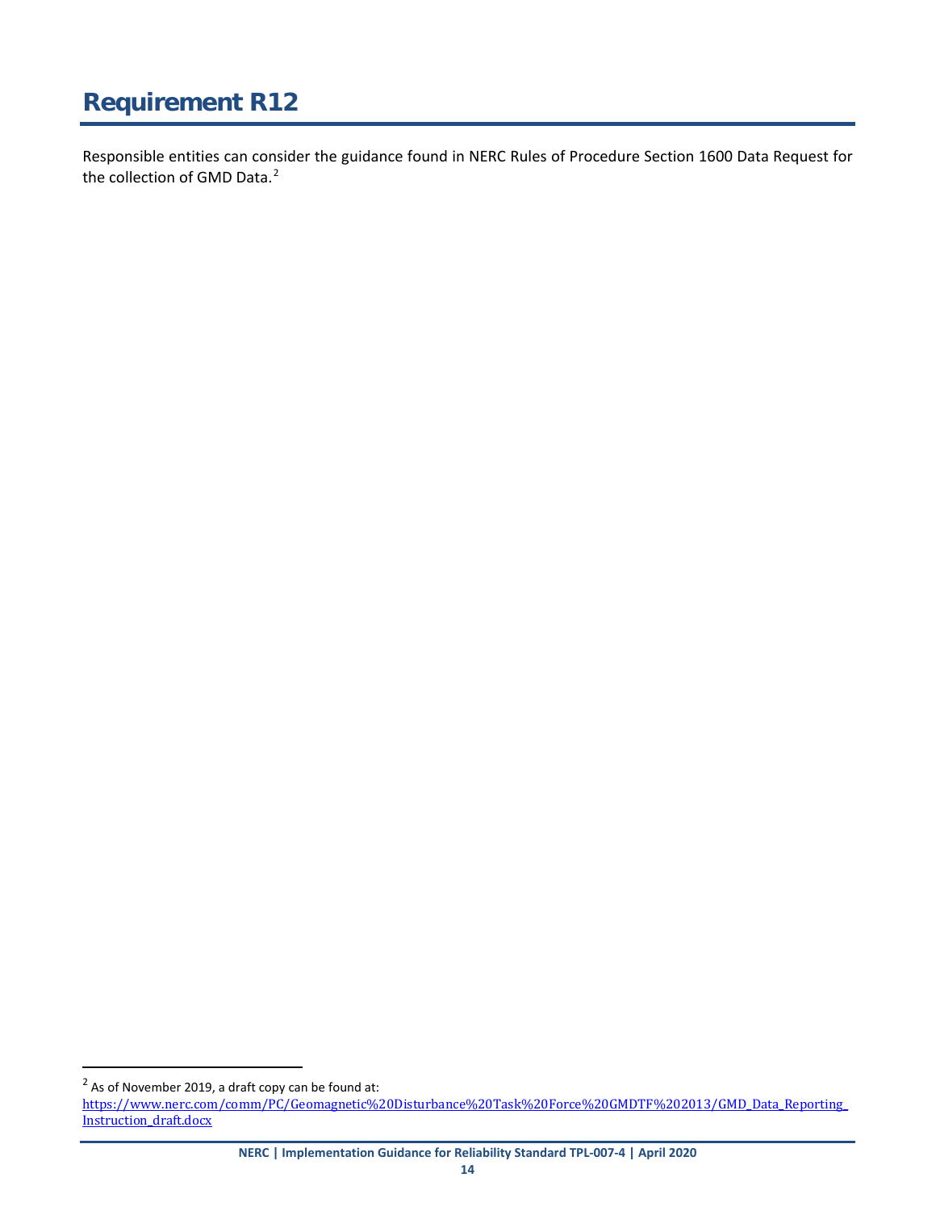# Requirement R12

Responsible entities can consider the guidance found in NERC Rules of Procedure Section 1600 Data Request for the collection of GMD Data.[2]

[2] As of November 2019, a draft copy can be found at: https://www.nerc.com/comm/PC/Geomagnetic%20Disturbance%20Task%20Force%20GMDTF%202013/GMD_Data_Reporting_Instruction_draft.docx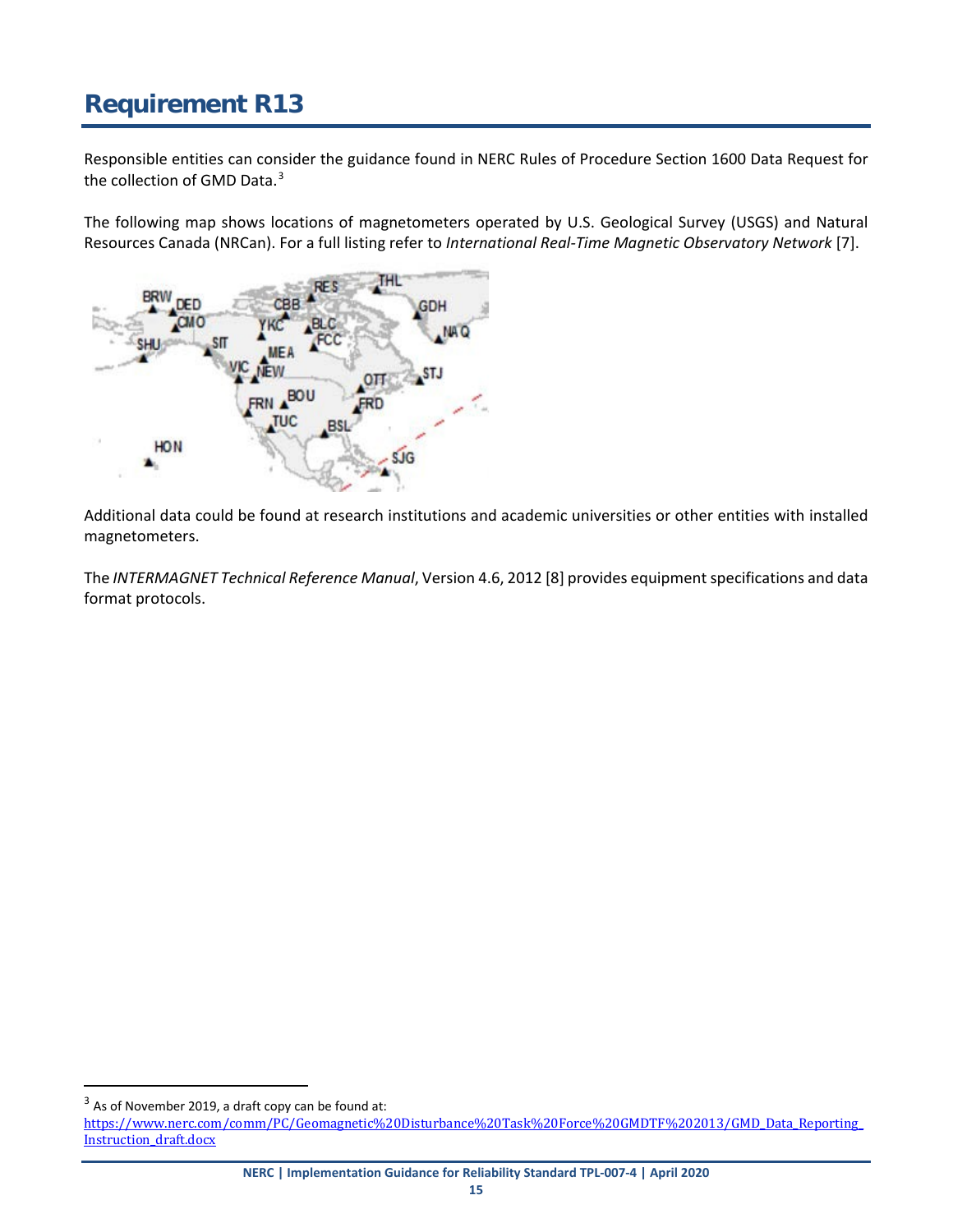# Requirement R13

Responsible entities can consider the guidance found in NERC Rules of Procedure Section 1600 Data Request for the collection of GMD Data.[3]

The following map shows locations of magnetometers operated by U.S. Geological Survey (USGS) and Natural Resources Canada (NRCan). For a full listing refer to *International Real-Time Magnetic Observatory Network* [7].

Additional data could be found at research institutions and academic universities or other entities with installed magnetometers.

The *INTERMAGNET Technical Reference Manual*, Version 4.6, 2012 [8] provides equipment specifications and data format protocols.

---

[3] As of November 2019, a draft copy can be found at: https://www.nerc.com/comm/PC/Geomagnetic%20Disturbance%20Task%20Force%20GMDTF%202013/GMD_Data_Reporting_Instruction_draft.docx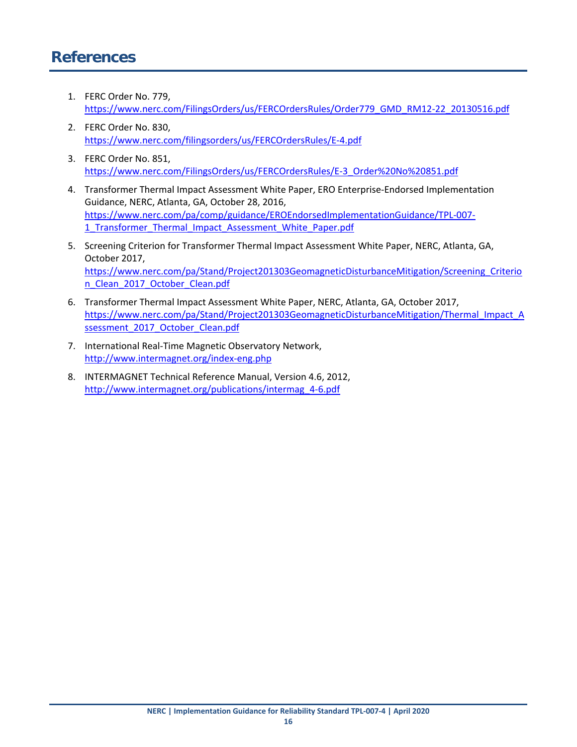# References

1. FERC Order No. 779, https://www.nerc.com/FilingsOrders/us/FERCOrdersRules/Order779_GMD_RM12-22_20130516.pdf
2. FERC Order No. 830, https://www.nerc.com/filingsorders/us/FERCOrdersRules/E-4.pdf
3. FERC Order No. 851, https://www.nerc.com/FilingsOrders/us/FERCOrdersRules/E-3_Order%20No%20851.pdf
4. Transformer Thermal Impact Assessment White Paper, ERO Enterprise-Endorsed Implementation Guidance, NERC, Atlanta, GA, October 28, 2016, https://www.nerc.com/pa/comp/guidance/EROEndorsedImplementationGuidance/TPL-007-1_Transformer_Thermal_Impact_Assessment_White_Paper.pdf
5. Screening Criterion for Transformer Thermal Impact Assessment White Paper, NERC, Atlanta, GA, October 2017, https://www.nerc.com/pa/Stand/Project201303GeomagneticDisturbanceMitigation/Screening_Criterion_Clean_2017_October_Clean.pdf
6. Transformer Thermal Impact Assessment White Paper, NERC, Atlanta, GA, October 2017, https://www.nerc.com/pa/Stand/Project201303GeomagneticDisturbanceMitigation/Thermal_Impact_Assessment_2017_October_Clean.pdf
7. International Real-Time Magnetic Observatory Network, http://www.intermagnet.org/index-eng.php
8. INTERMAGNET Technical Reference Manual, Version 4.6, 2012, http://www.intermagnet.org/publications/intermag_4-6.pdf